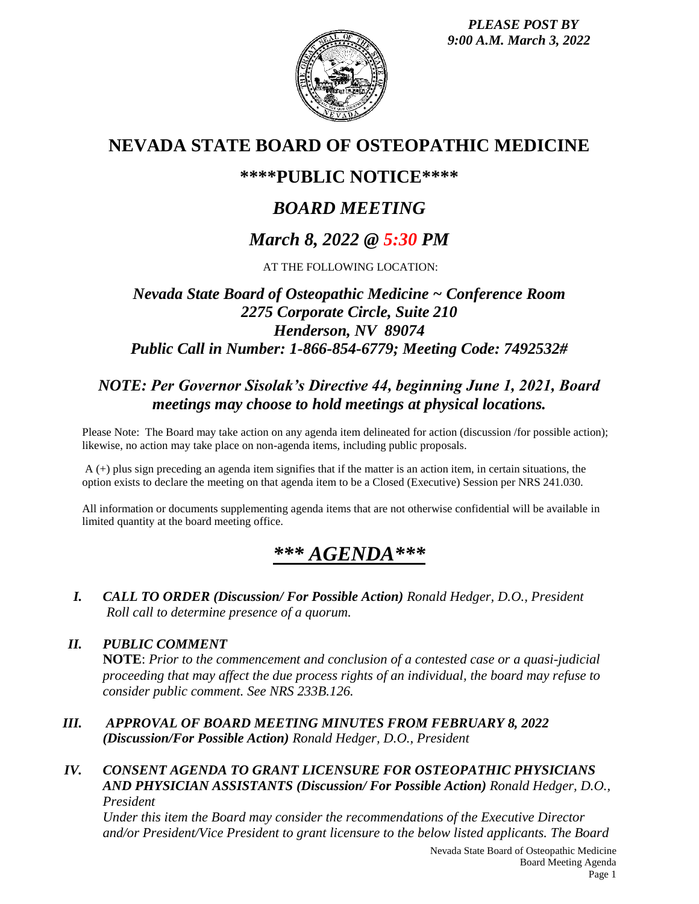*PLEASE POST BY*
*9:00 A.M. March 3, 2022*

# NEVADA STATE BOARD OF OSTEOPATHIC MEDICINE

## \*\*\*\*PUBLIC NOTICE\*\*\*\*

## *BOARD MEETING*

## *March 8, 2022 @ 5:30 PM*

AT THE FOLLOWING LOCATION:

### *Nevada State Board of Osteopathic Medicine ~ Conference Room*
### *2275 Corporate Circle, Suite 210*
### *Henderson, NV 89074*
### *Public Call in Number: 1-866-854-6779; Meeting Code: 7492532#*

### *NOTE: Per Governor Sisolak's Directive 44, beginning June 1, 2021, Board meetings may choose to hold meetings at physical locations.*

Please Note: The Board may take action on any agenda item delineated for action (discussion /for possible action); likewise, no action may take place on non-agenda items, including public proposals.

A (+) plus sign preceding an agenda item signifies that if the matter is an action item, in certain situations, the option exists to declare the meeting on that agenda item to be a Closed (Executive) Session per NRS 241.030.

All information or documents supplementing agenda items that are not otherwise confidential will be available in limited quantity at the board meeting office.

# *\*\*\* AGENDA\*\*\**

**I.** ***CALL TO ORDER (Discussion/ For Possible Action)*** *Ronald Hedger, D.O., President*
*Roll call to determine presence of a quorum.*

**II.** ***PUBLIC COMMENT***
**NOTE**: *Prior to the commencement and conclusion of a contested case or a quasi-judicial proceeding that may affect the due process rights of an individual, the board may refuse to consider public comment. See NRS 233B.126.*

**III.** ***APPROVAL OF BOARD MEETING MINUTES FROM FEBRUARY 8, 2022 (Discussion/For Possible Action)*** *Ronald Hedger, D.O., President*

**IV.** ***CONSENT AGENDA TO GRANT LICENSURE FOR OSTEOPATHIC PHYSICIANS AND PHYSICIAN ASSISTANTS (Discussion/ For Possible Action)*** *Ronald Hedger, D.O., President*
*Under this item the Board may consider the recommendations of the Executive Director and/or President/Vice President to grant licensure to the below listed applicants. The Board*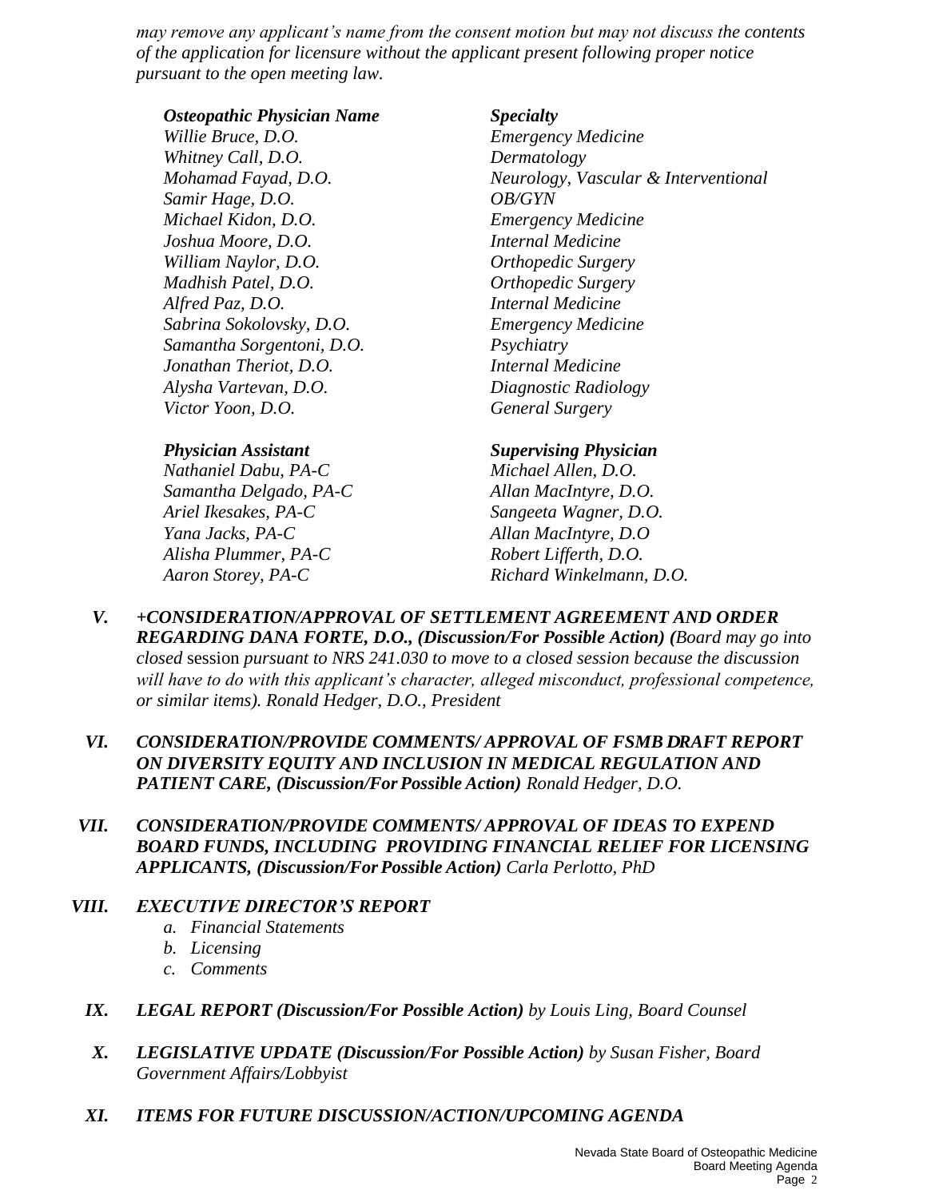*may remove any applicant's name from the consent motion but may not discuss the contents of the application for licensure without the applicant present following proper notice pursuant to the open meeting law.*

| ***Osteopathic Physician Name*** | ***Specialty*** |
|---|---|
| *Willie Bruce, D.O.* | *Emergency Medicine* |
| *Whitney Call, D.O.* | *Dermatology* |
| *Mohamad Fayad, D.O.* | *Neurology, Vascular & Interventional* |
| *Samir Hage, D.O.* | *OB/GYN* |
| *Michael Kidon, D.O.* | *Emergency Medicine* |
| *Joshua Moore, D.O.* | *Internal Medicine* |
| *William Naylor, D.O.* | *Orthopedic Surgery* |
| *Madhish Patel, D.O.* | *Orthopedic Surgery* |
| *Alfred Paz, D.O.* | *Internal Medicine* |
| *Sabrina Sokolovsky, D.O.* | *Emergency Medicine* |
| *Samantha Sorgentoni, D.O.* | *Psychiatry* |
| *Jonathan Theriot, D.O.* | *Internal Medicine* |
| *Alysha Vartevan, D.O.* | *Diagnostic Radiology* |
| *Victor Yoon, D.O.* | *General Surgery* |

| ***Physician Assistant*** | ***Supervising Physician*** |
|---|---|
| *Nathaniel Dabu, PA-C* | *Michael Allen, D.O.* |
| *Samantha Delgado, PA-C* | *Allan MacIntyre, D.O.* |
| *Ariel Ikesakes, PA-C* | *Sangeeta Wagner, D.O.* |
| *Yana Jacks, PA-C* | *Allan MacIntyre, D.O* |
| *Alisha Plummer, PA-C* | *Robert Lifferth, D.O.* |
| *Aaron Storey, PA-C* | *Richard Winkelmann, D.O.* |

**V.** ***+CONSIDERATION/APPROVAL OF SETTLEMENT AGREEMENT AND ORDER REGARDING DANA FORTE, D.O., (Discussion/For Possible Action) (****Board may go into closed* session *pursuant to NRS 241.030 to move to a closed session because the discussion will have to do with this applicant's character, alleged misconduct, professional competence, or similar items). Ronald Hedger, D.O., President*

**VI.** ***CONSIDERATION/PROVIDE COMMENTS/ APPROVAL OF FSMB DRAFT REPORT ON DIVERSITY EQUITY AND INCLUSION IN MEDICAL REGULATION AND PATIENT CARE, (Discussion/For Possible Action)*** *Ronald Hedger, D.O.*

**VII.** ***CONSIDERATION/PROVIDE COMMENTS/ APPROVAL OF IDEAS TO EXPEND BOARD FUNDS, INCLUDING PROVIDING FINANCIAL RELIEF FOR LICENSING APPLICANTS, (Discussion/For Possible Action)*** *Carla Perlotto, PhD*

**VIII.** ***EXECUTIVE DIRECTOR'S REPORT***

*a. Financial Statements*
*b. Licensing*
*c. Comments*

**IX.** ***LEGAL REPORT (Discussion/For Possible Action)*** *by Louis Ling, Board Counsel*

**X.** ***LEGISLATIVE UPDATE (Discussion/For Possible Action)*** *by Susan Fisher, Board Government Affairs/Lobbyist*

**XI.** ***ITEMS FOR FUTURE DISCUSSION/ACTION/UPCOMING AGENDA***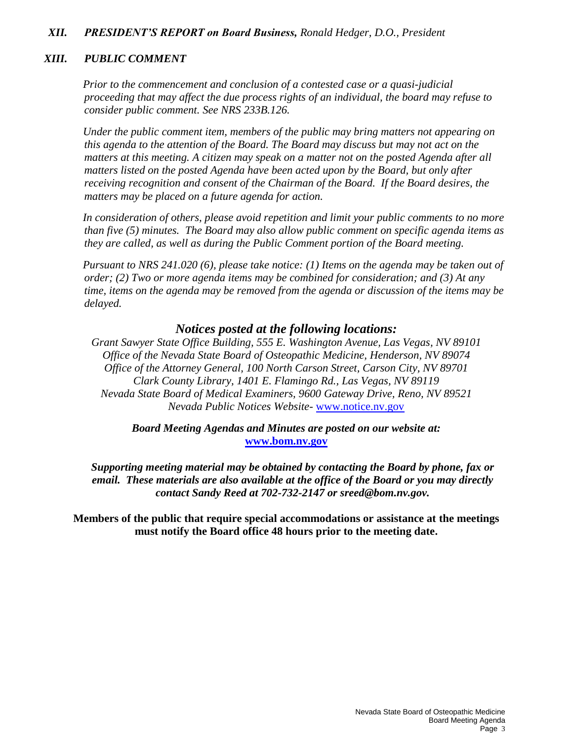### *XII. **PRESIDENT'S REPORT on Board Business,** Ronald Hedger, D.O., President*

### *XIII. PUBLIC COMMENT*

*Prior to the commencement and conclusion of a contested case or a quasi-judicial proceeding that may affect the due process rights of an individual, the board may refuse to consider public comment. See NRS 233B.126.*

*Under the public comment item, members of the public may bring matters not appearing on this agenda to the attention of the Board. The Board may discuss but may not act on the matters at this meeting. A citizen may speak on a matter not on the posted Agenda after all matters listed on the posted Agenda have been acted upon by the Board, but only after receiving recognition and consent of the Chairman of the Board. If the Board desires, the matters may be placed on a future agenda for action.*

*In consideration of others, please avoid repetition and limit your public comments to no more than five (5) minutes. The Board may also allow public comment on specific agenda items as they are called, as well as during the Public Comment portion of the Board meeting.*

*Pursuant to NRS 241.020 (6), please take notice: (1) Items on the agenda may be taken out of order; (2) Two or more agenda items may be combined for consideration; and (3) At any time, items on the agenda may be removed from the agenda or discussion of the items may be delayed.*

## *Notices posted at the following locations:*

*Grant Sawyer State Office Building, 555 E. Washington Avenue, Las Vegas, NV 89101*
*Office of the Nevada State Board of Osteopathic Medicine, Henderson, NV 89074*
*Office of the Attorney General, 100 North Carson Street, Carson City, NV 89701*
*Clark County Library, 1401 E. Flamingo Rd., Las Vegas, NV 89119*
*Nevada State Board of Medical Examiners, 9600 Gateway Drive, Reno, NV 89521*
*Nevada Public Notices Website-* www.notice.nv.gov

***Board Meeting Agendas and Minutes are posted on our website at:***
**www.bom.nv.gov**

***Supporting meeting material may be obtained by contacting the Board by phone, fax or email. These materials are also available at the office of the Board or you may directly contact Sandy Reed at 702-732-2147 or sreed@bom.nv.gov.***

**Members of the public that require special accommodations or assistance at the meetings must notify the Board office 48 hours prior to the meeting date.**